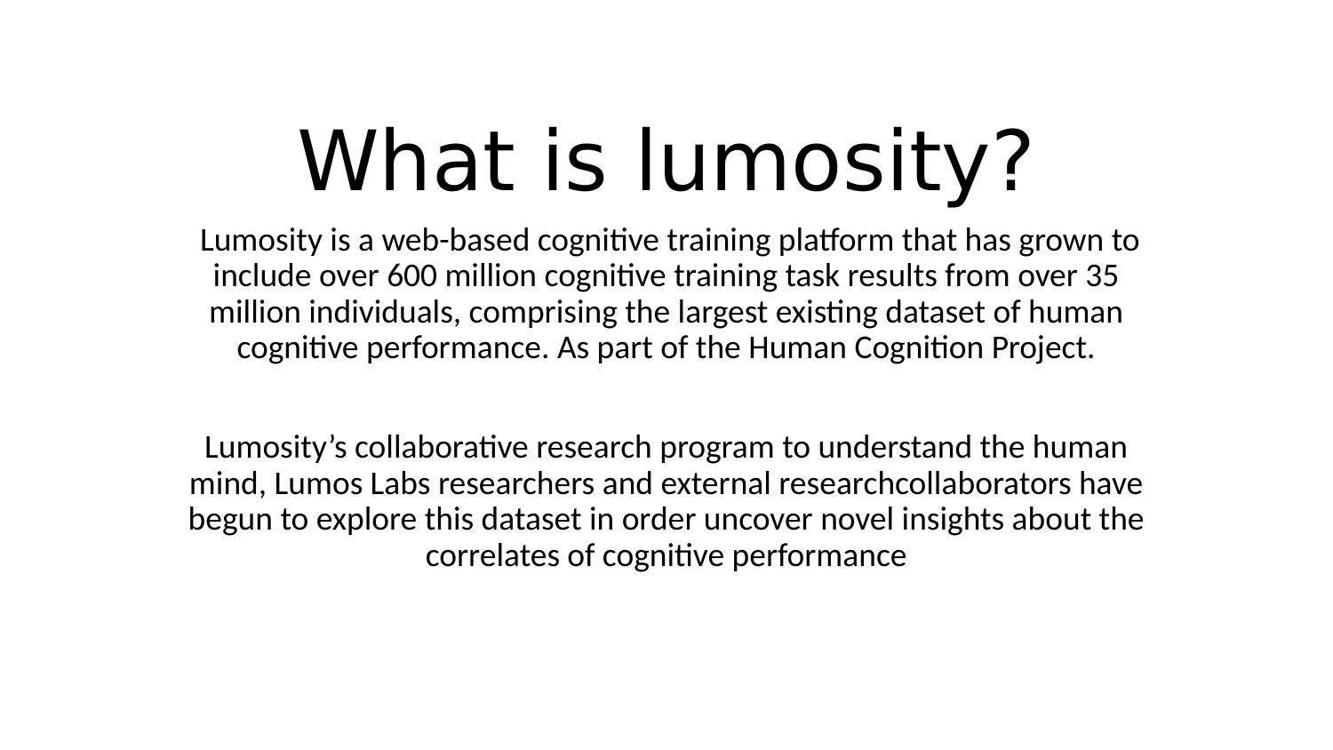# What is lumosity?

Lumosity is a web-based cognitive training platform that has grown to include over 600 million cognitive training task results from over 35 million individuals, comprising the largest existing dataset of human cognitive performance. As part of the Human Cognition Project.

Lumosity’s collaborative research program to understand the human mind, Lumos Labs researchers and external researchcollaborators have begun to explore this dataset in order uncover novel insights about the correlates of cognitive performance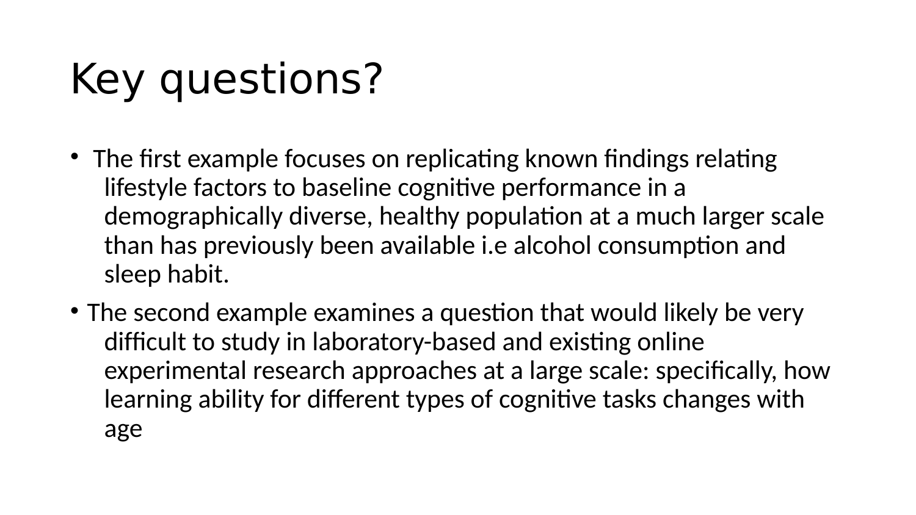# Key questions?

- The first example focuses on replicating known findings relating lifestyle factors to baseline cognitive performance in a demographically diverse, healthy population at a much larger scale than has previously been available i.e alcohol consumption and sleep habit.
- The second example examines a question that would likely be very difficult to study in laboratory-based and existing online experimental research approaches at a large scale: specifically, how learning ability for different types of cognitive tasks changes with age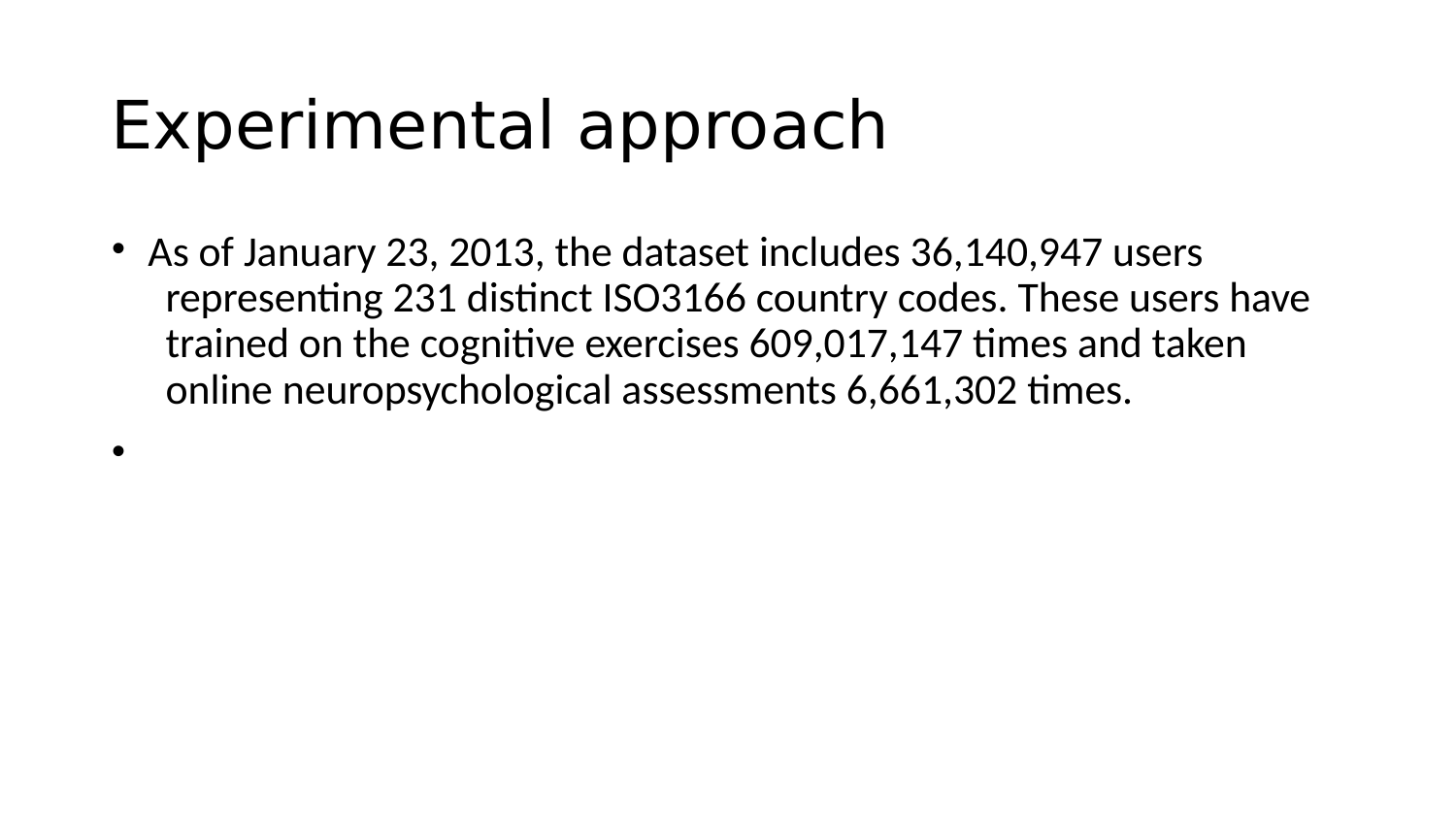# Experimental approach

- As of January 23, 2013, the dataset includes 36,140,947 users representing 231 distinct ISO3166 country codes. These users have trained on the cognitive exercises 609,017,147 times and taken online neuropsychological assessments 6,661,302 times.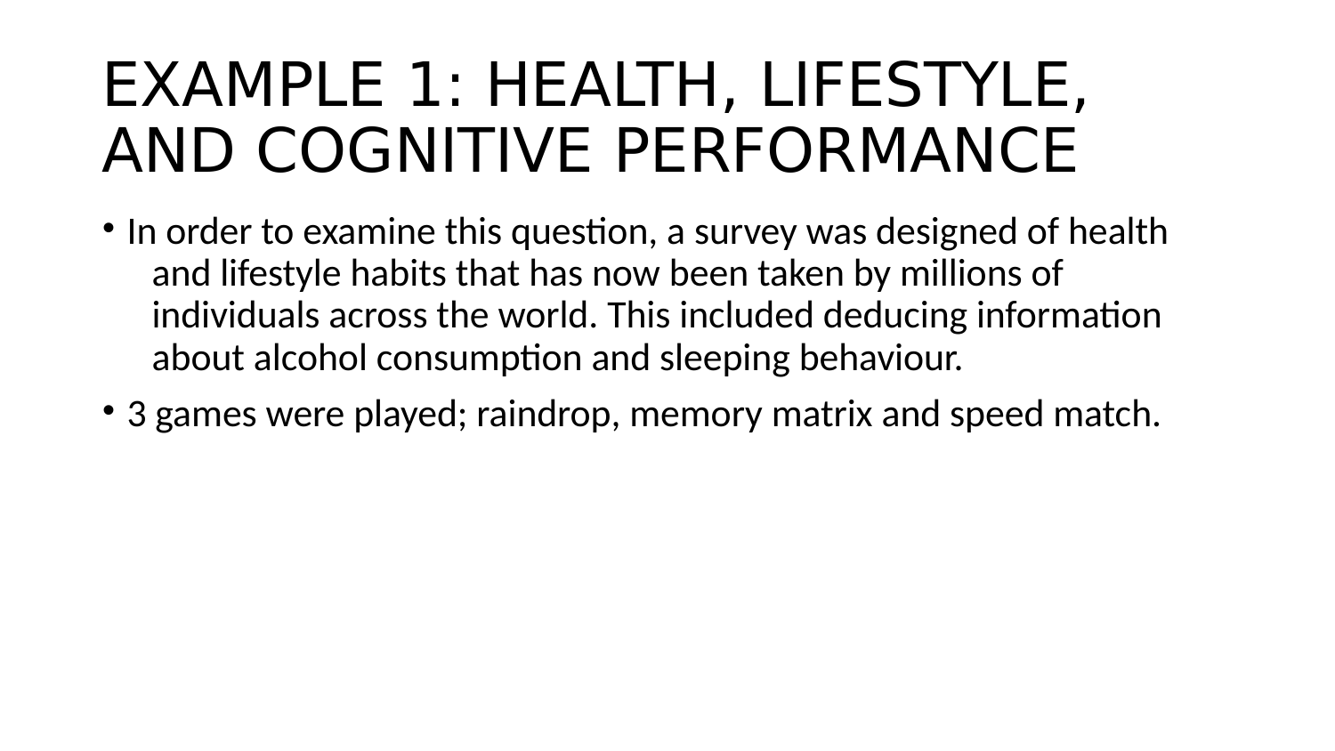# EXAMPLE 1: HEALTH, LIFESTYLE, AND COGNITIVE PERFORMANCE

- In order to examine this question, a survey was designed of health and lifestyle habits that has now been taken by millions of individuals across the world. This included deducing information about alcohol consumption and sleeping behaviour.
- 3 games were played; raindrop, memory matrix and speed match.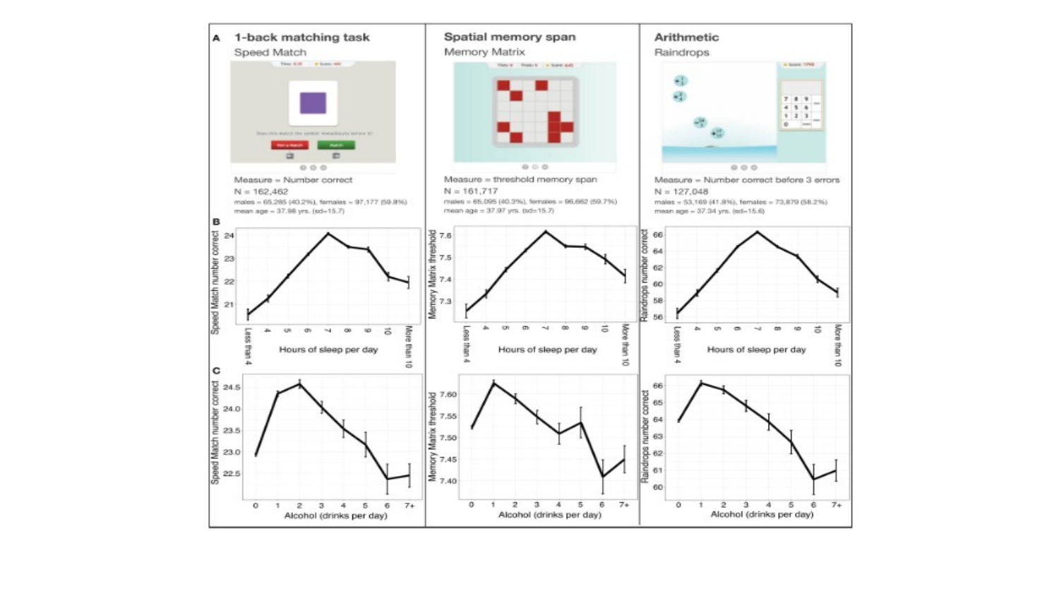**A**

## 1-back matching task

Speed Match

Measure = Number correct

N = 162,462

males = 65,285 (40.2%), females = 97,177 (59.8%)

mean age = 37.98 yrs. (sd=15.7)

## Spatial memory span

Memory Matrix

Measure = threshold memory span

N = 161,717

males = 65,095 (40.3%), females = 96,662 (59.7%)

mean age = 37.97 yrs. (sd=15.7)

## Arithmetic

Raindrops

Measure = Number correct before 3 errors

N = 127,048

males = 53,169 (41.8%), females = 73,879 (58.2%)

mean age = 37.34 yrs. (sd=15.6)

**B**

Speed Match number correct — Hours of sleep per day (Less than 4, 4, 5, 6, 7, 8, 9, 10, More than 10)

Memory Matrix threshold — Hours of sleep per day (Less than 4, 4, 5, 6, 7, 8, 9, 10, More than 10)

Raindrops number correct — Hours of sleep per day (Less than 4, 4, 5, 6, 7, 8, 9, 10, More than 10)

**C**

Speed Match number correct — Alcohol (drinks per day) (0, 1, 2, 3, 4, 5, 6, 7+)

Memory Matrix threshold — Alcohol (drinks per day) (0, 1, 2, 3, 4, 5, 6, 7+)

Raindrops number correct — Alcohol (drinks per day) (0, 1, 2, 3, 4, 5, 6, 7+)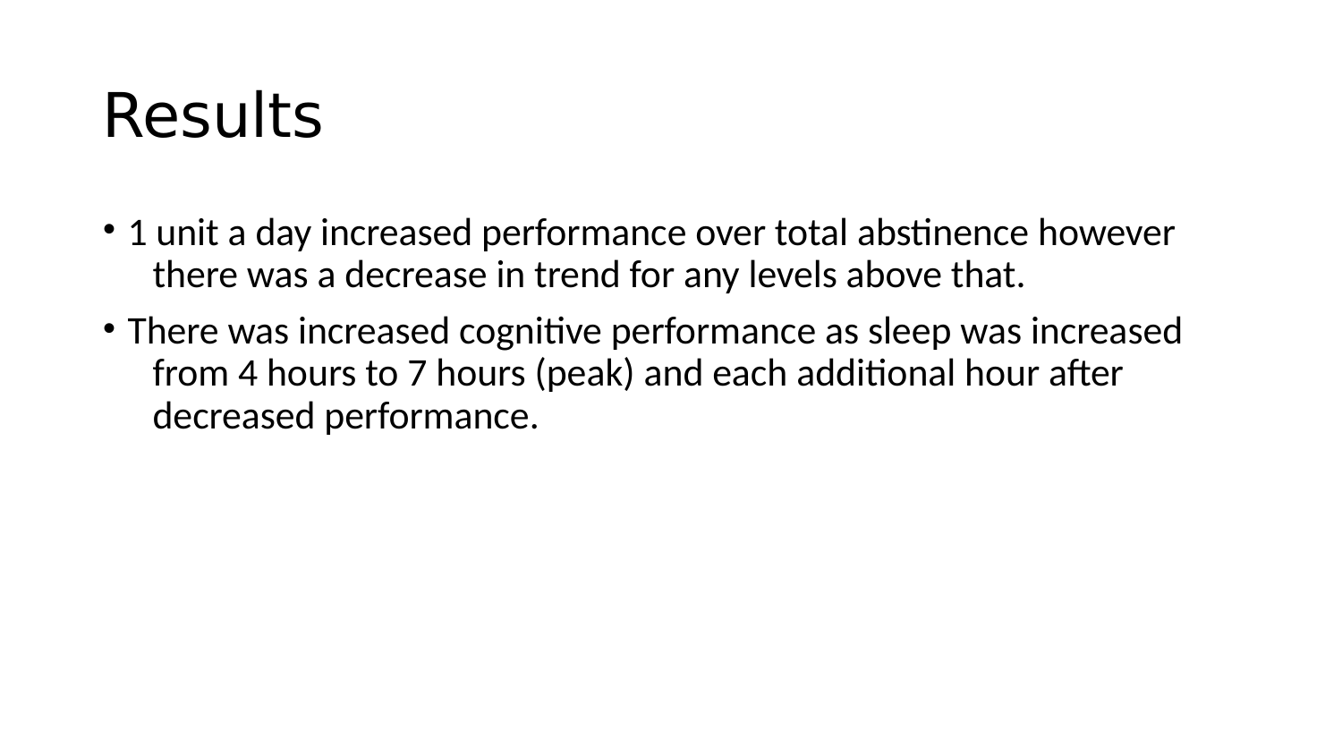# Results

- 1 unit a day increased performance over total abstinence however there was a decrease in trend for any levels above that.
- There was increased cognitive performance as sleep was increased from 4 hours to 7 hours (peak) and each additional hour after decreased performance.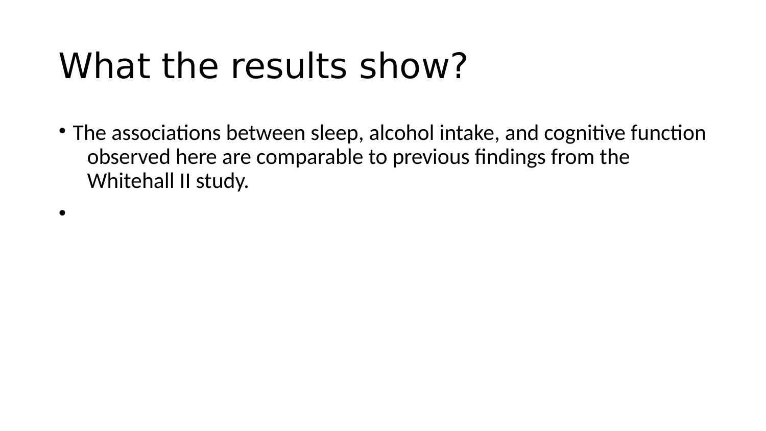# What the results show?

- The associations between sleep, alcohol intake, and cognitive function observed here are comparable to previous findings from the Whitehall II study.
-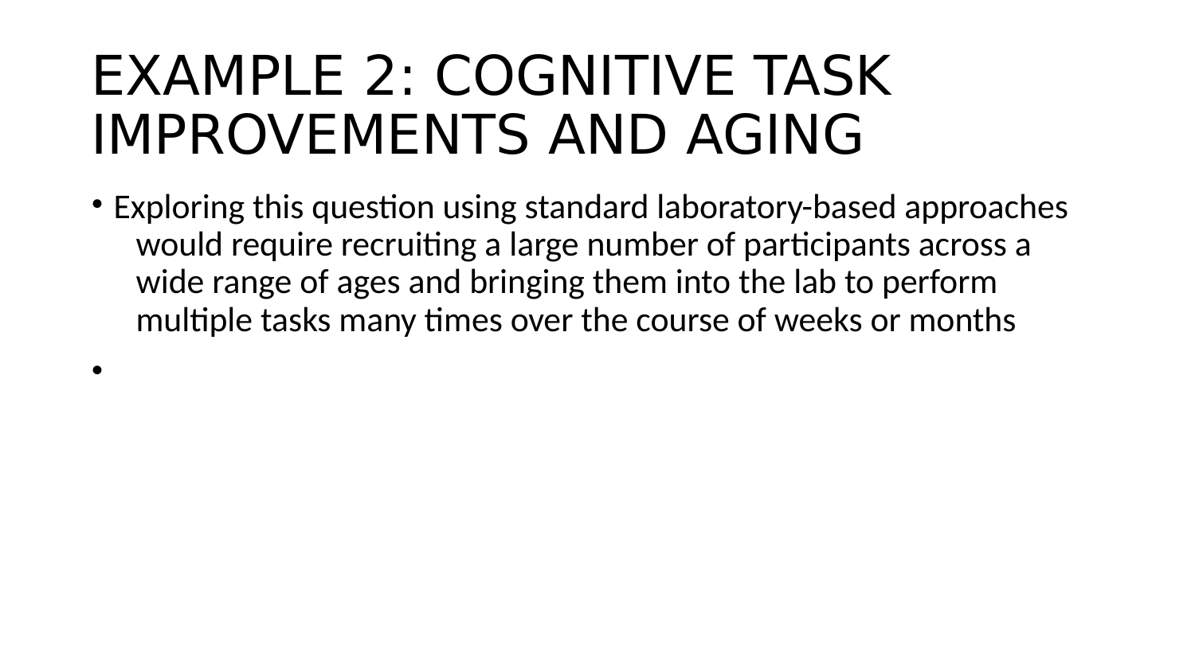# EXAMPLE 2: COGNITIVE TASK IMPROVEMENTS AND AGING

- Exploring this question using standard laboratory-based approaches would require recruiting a large number of participants across a wide range of ages and bringing them into the lab to perform multiple tasks many times over the course of weeks or months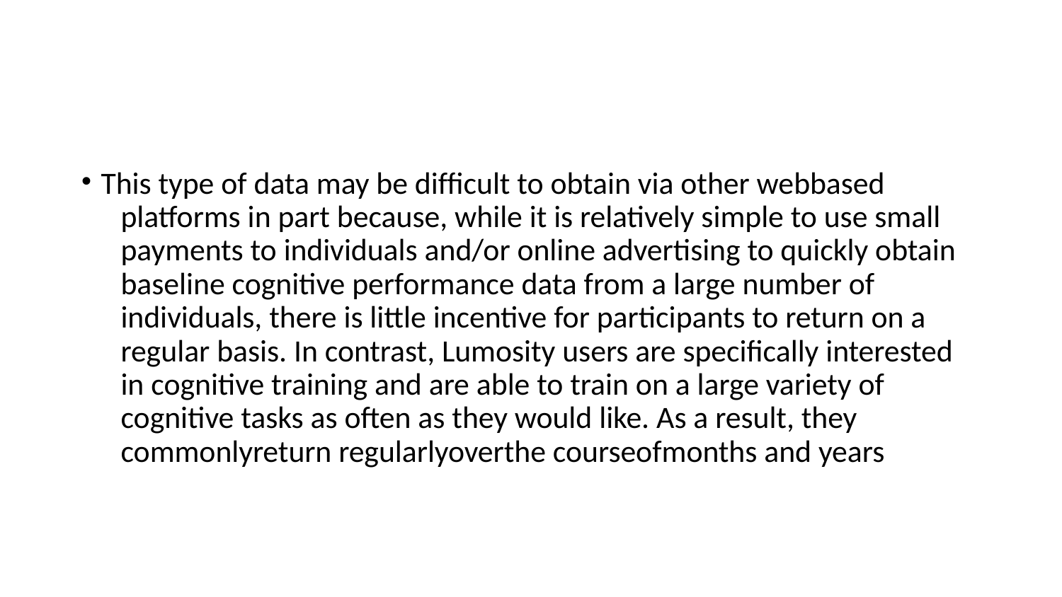- This type of data may be difficult to obtain via other webbased platforms in part because, while it is relatively simple to use small payments to individuals and/or online advertising to quickly obtain baseline cognitive performance data from a large number of individuals, there is little incentive for participants to return on a regular basis. In contrast, Lumosity users are specifically interested in cognitive training and are able to train on a large variety of cognitive tasks as often as they would like. As a result, they commonlyreturn regularlyoverthe courseofmonths and years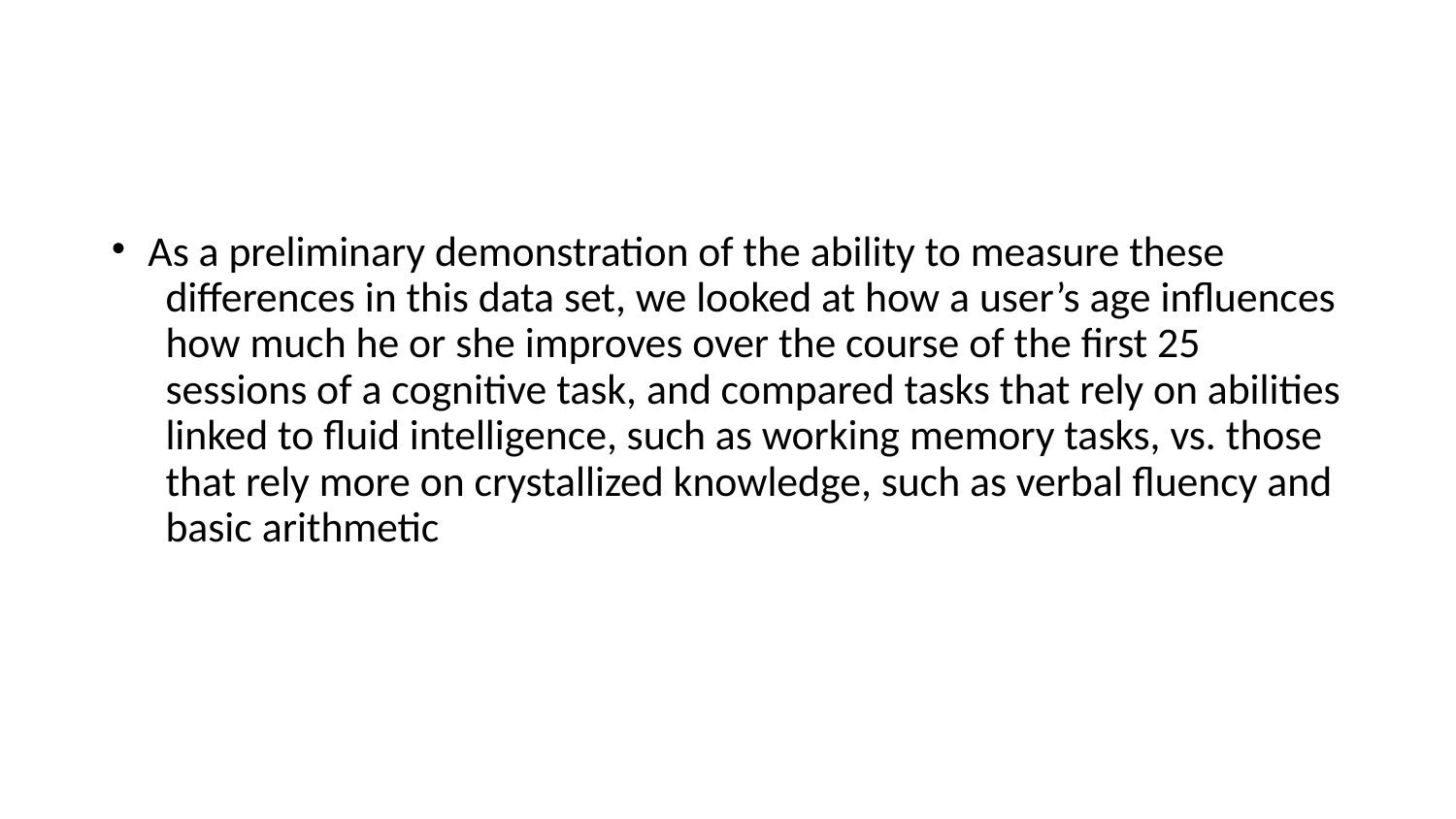- As a preliminary demonstration of the ability to measure these differences in this data set, we looked at how a user's age influences how much he or she improves over the course of the first 25 sessions of a cognitive task, and compared tasks that rely on abilities linked to fluid intelligence, such as working memory tasks, vs. those that rely more on crystallized knowledge, such as verbal fluency and basic arithmetic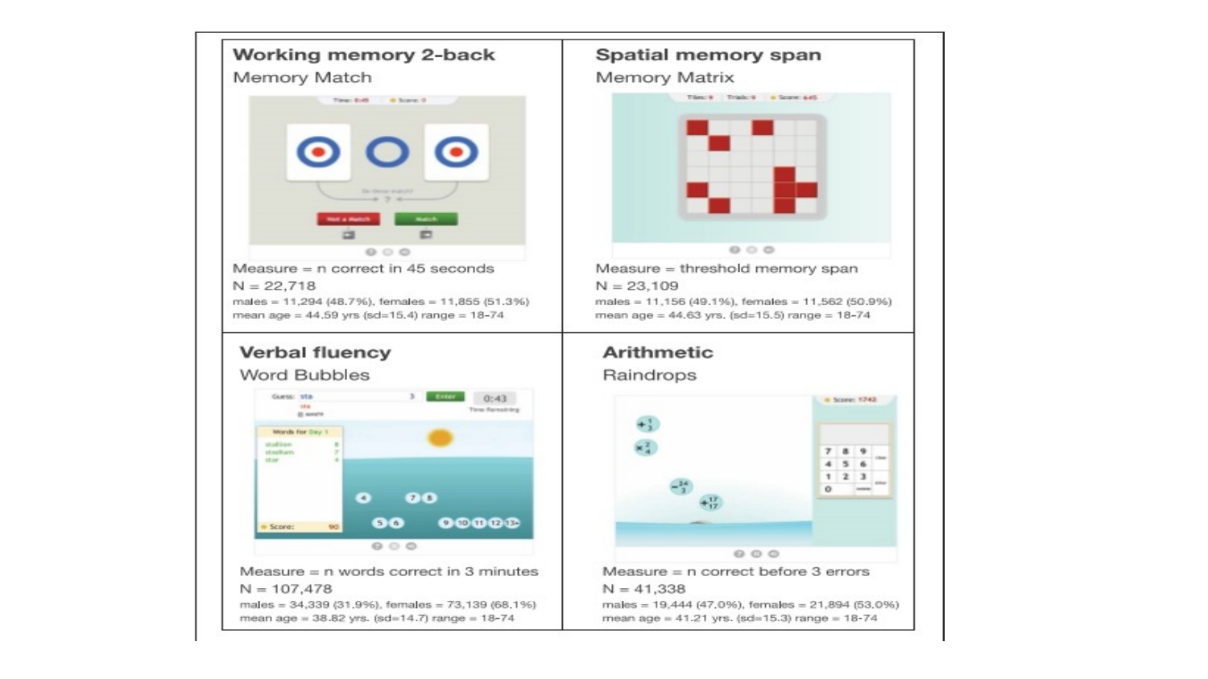## Working memory 2-back

Memory Match

Measure = n correct in 45 seconds

N = 22,718

males = 11,294 (48.7%), females = 11,855 (51.3%)

mean age = 44.59 yrs (sd=15.4) range = 18–74

## Spatial memory span

Memory Matrix

Measure = threshold memory span

N = 23,109

males = 11,156 (49.1%), females = 11,562 (50.9%)

mean age = 44.63 yrs. (sd=15.5) range = 18–74

## Verbal fluency

Word Bubbles

Measure = n words correct in 3 minutes

N = 107,478

males = 34,339 (31.9%), females = 73,139 (68.1%)

mean age = 38.82 yrs. (sd=14.7) range = 18–74

## Arithmetic

Raindrops

Measure = n correct before 3 errors

N = 41,338

males = 19,444 (47.0%), females = 21,894 (53.0%)

mean age = 41.21 yrs. (sd=15.3) range = 18–74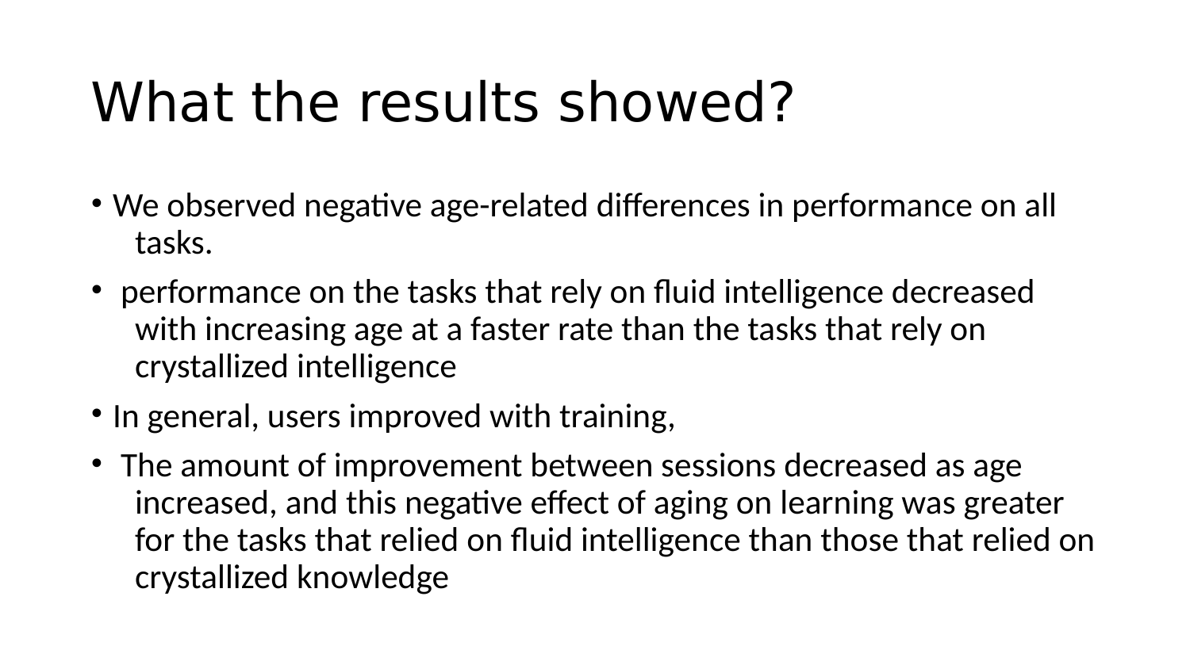# What the results showed?

- We observed negative age-related differences in performance on all tasks.
- performance on the tasks that rely on fluid intelligence decreased with increasing age at a faster rate than the tasks that rely on crystallized intelligence
- In general, users improved with training,
- The amount of improvement between sessions decreased as age increased, and this negative effect of aging on learning was greater for the tasks that relied on fluid intelligence than those that relied on crystallized knowledge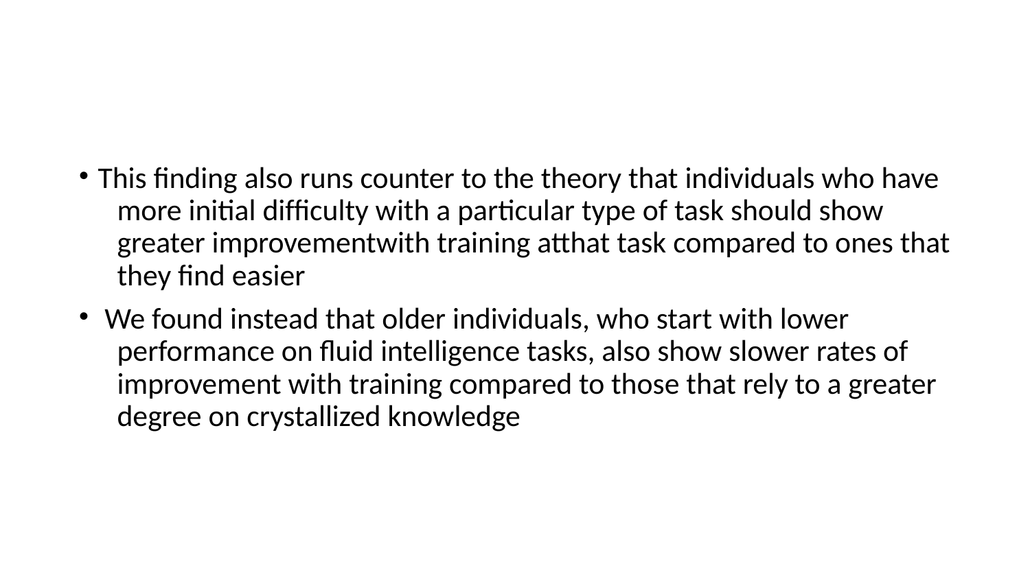- This finding also runs counter to the theory that individuals who have more initial difficulty with a particular type of task should show greater improvementwith training atthat task compared to ones that they find easier
- We found instead that older individuals, who start with lower performance on fluid intelligence tasks, also show slower rates of improvement with training compared to those that rely to a greater degree on crystallized knowledge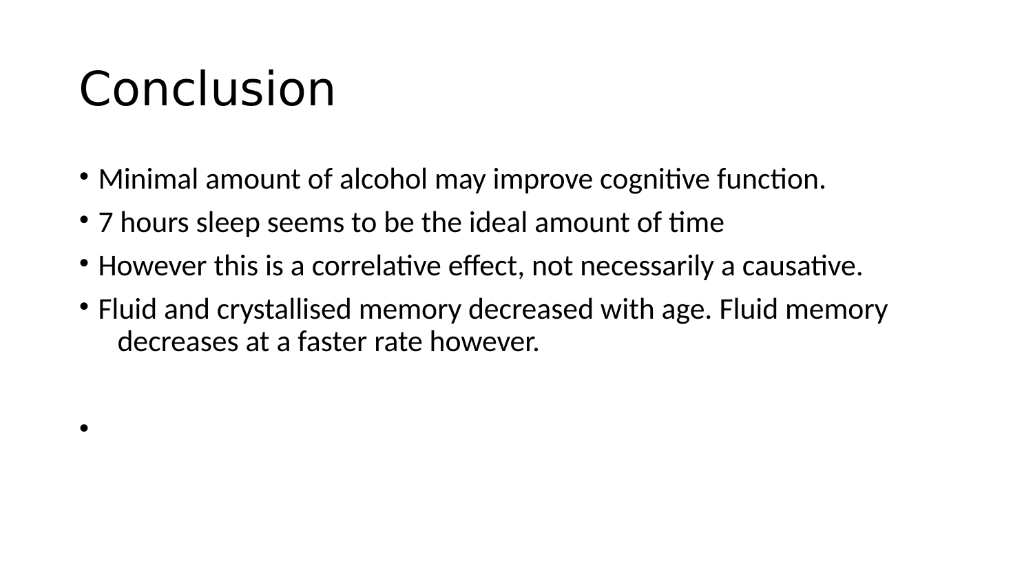# Conclusion

- Minimal amount of alcohol may improve cognitive function.
- 7 hours sleep seems to be the ideal amount of time
- However this is a correlative effect, not necessarily a causative.
- Fluid and crystallised memory decreased with age. Fluid memory decreases at a faster rate however.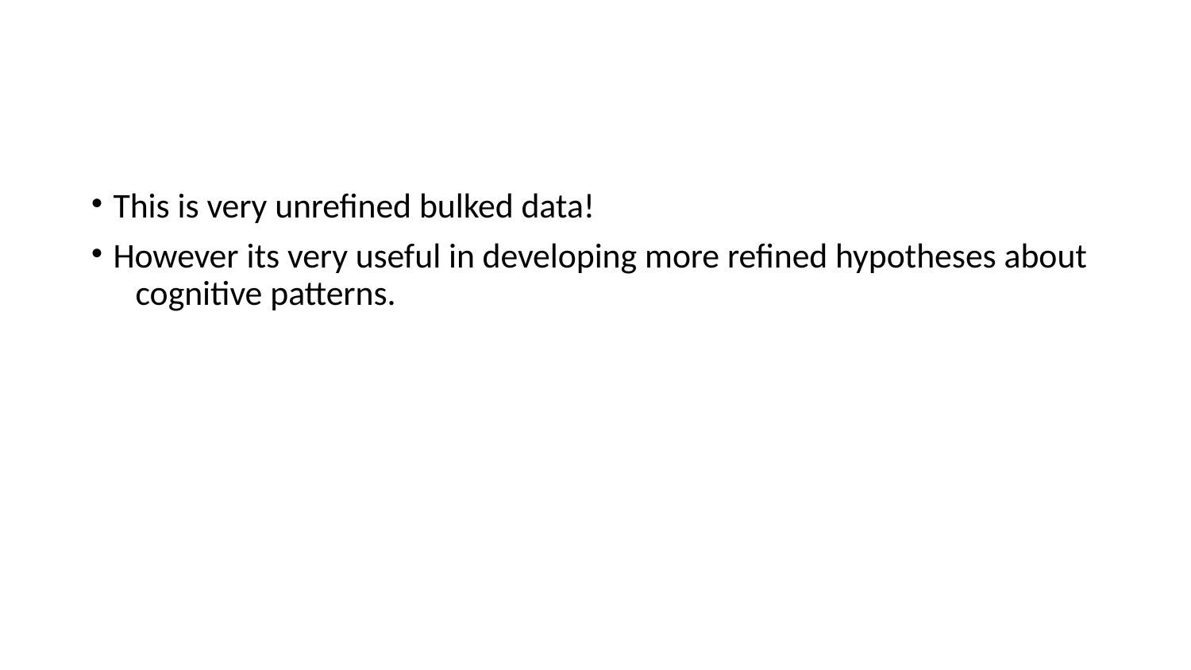- This is very unrefined bulked data!
- However its very useful in developing more refined hypotheses about cognitive patterns.